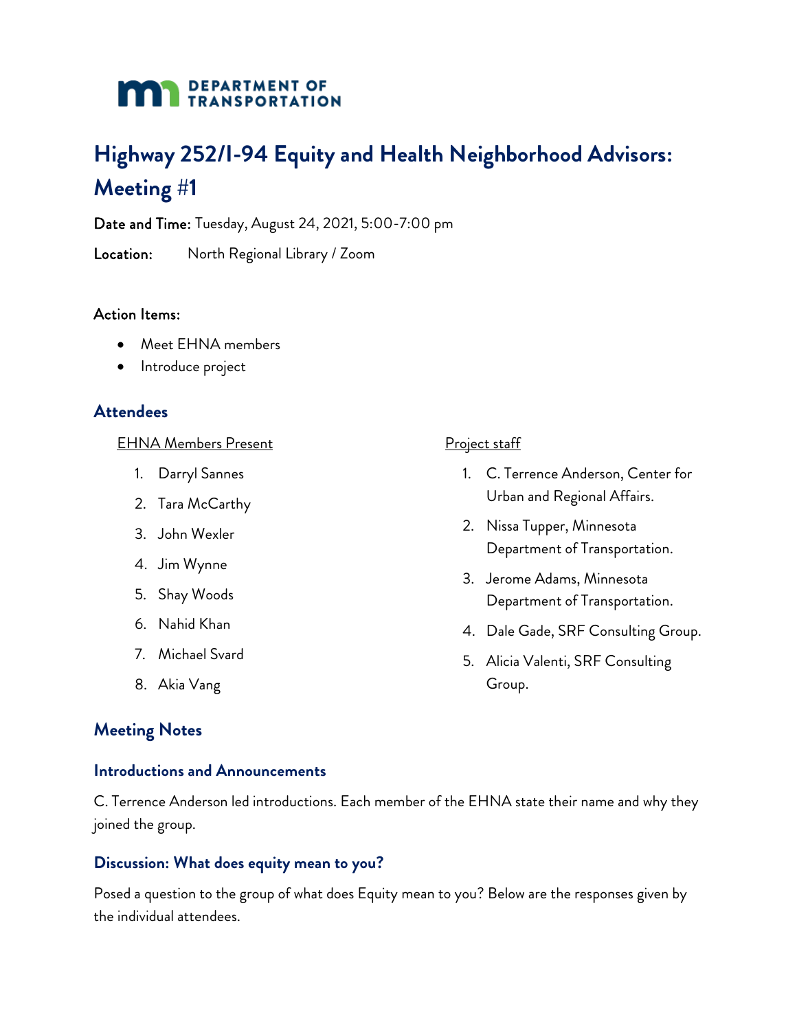DEPARTMENT OF TRANSPORTATION

# Highway 252/I-94 Equity and Health Neighborhood Advisors: Meeting #1

**Date and Time:** Tuesday, August 24, 2021, 5:00-7:00 pm

**Location:** North Regional Library / Zoom

**Action Items:**

- Meet EHNA members
- Introduce project

## Attendees

EHNA Members Present

1. Darryl Sannes
2. Tara McCarthy
3. John Wexler
4. Jim Wynne
5. Shay Woods
6. Nahid Khan
7. Michael Svard
8. Akia Vang

Project staff

1. C. Terrence Anderson, Center for Urban and Regional Affairs.
2. Nissa Tupper, Minnesota Department of Transportation.
3. Jerome Adams, Minnesota Department of Transportation.
4. Dale Gade, SRF Consulting Group.
5. Alicia Valenti, SRF Consulting Group.

## Meeting Notes

### Introductions and Announcements

C. Terrence Anderson led introductions. Each member of the EHNA state their name and why they joined the group.

### Discussion: What does equity mean to you?

Posed a question to the group of what does Equity mean to you? Below are the responses given by the individual attendees.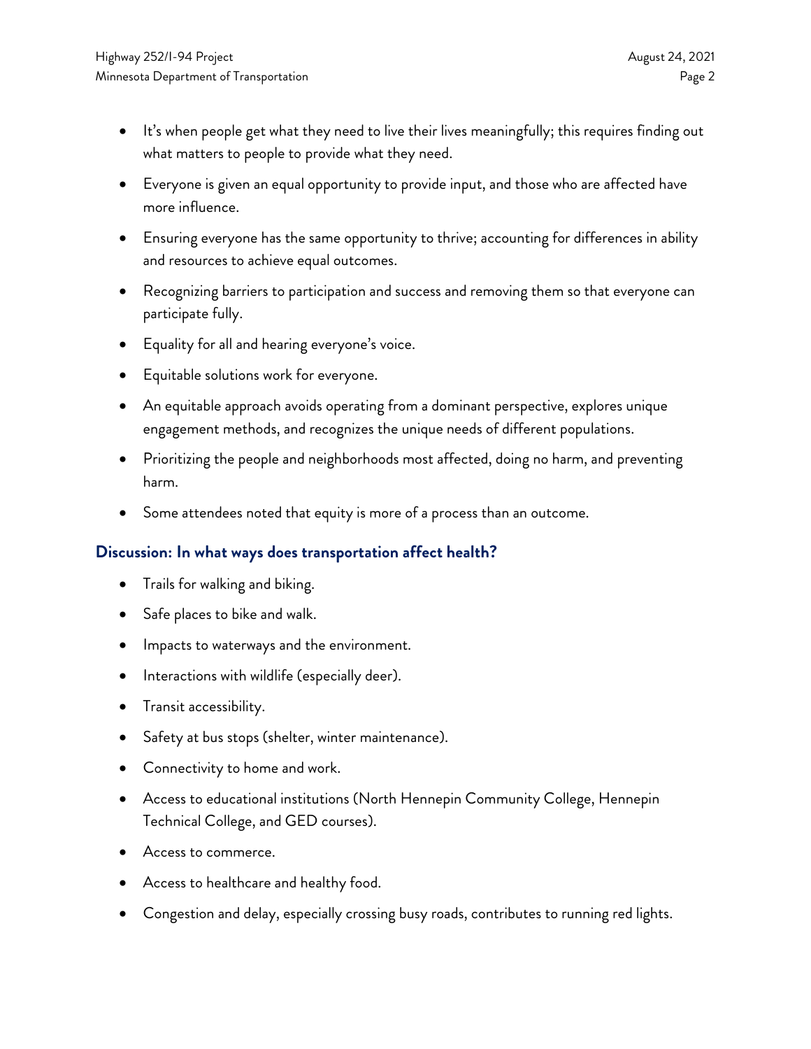- It's when people get what they need to live their lives meaningfully; this requires finding out what matters to people to provide what they need.
- Everyone is given an equal opportunity to provide input, and those who are affected have more influence.
- Ensuring everyone has the same opportunity to thrive; accounting for differences in ability and resources to achieve equal outcomes.
- Recognizing barriers to participation and success and removing them so that everyone can participate fully.
- Equality for all and hearing everyone's voice.
- Equitable solutions work for everyone.
- An equitable approach avoids operating from a dominant perspective, explores unique engagement methods, and recognizes the unique needs of different populations.
- Prioritizing the people and neighborhoods most affected, doing no harm, and preventing harm.
- Some attendees noted that equity is more of a process than an outcome.

### Discussion: In what ways does transportation affect health?

- Trails for walking and biking.
- Safe places to bike and walk.
- Impacts to waterways and the environment.
- Interactions with wildlife (especially deer).
- Transit accessibility.
- Safety at bus stops (shelter, winter maintenance).
- Connectivity to home and work.
- Access to educational institutions (North Hennepin Community College, Hennepin Technical College, and GED courses).
- Access to commerce.
- Access to healthcare and healthy food.
- Congestion and delay, especially crossing busy roads, contributes to running red lights.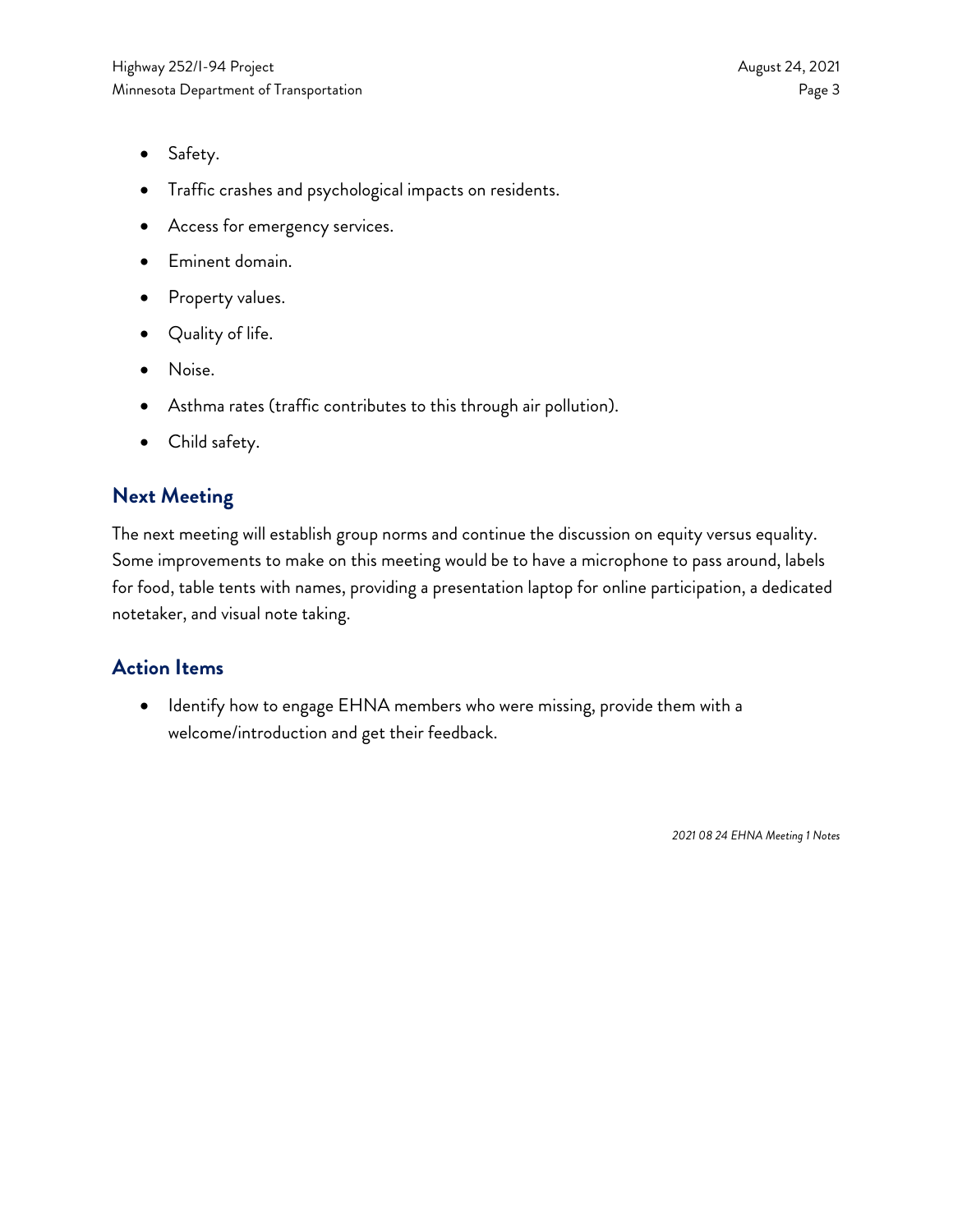- Safety.
- Traffic crashes and psychological impacts on residents.
- Access for emergency services.
- Eminent domain.
- Property values.
- Quality of life.
- Noise.
- Asthma rates (traffic contributes to this through air pollution).
- Child safety.

## Next Meeting

The next meeting will establish group norms and continue the discussion on equity versus equality. Some improvements to make on this meeting would be to have a microphone to pass around, labels for food, table tents with names, providing a presentation laptop for online participation, a dedicated notetaker, and visual note taking.

## Action Items

- Identify how to engage EHNA members who were missing, provide them with a welcome/introduction and get their feedback.